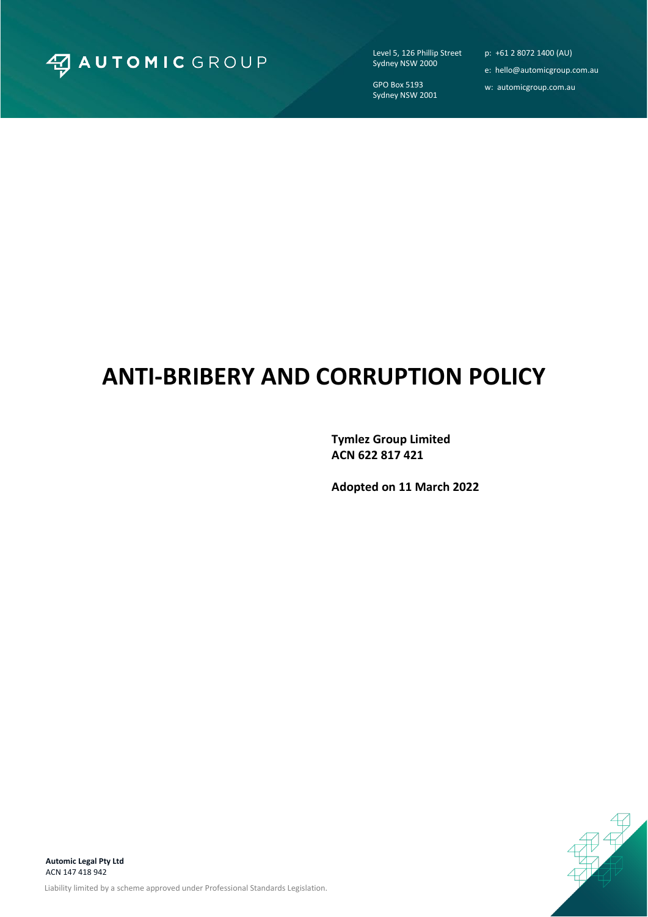AUTOMIC GROUP

Level 5, 126 Phillip Street
Sydney NSW 2000

GPO Box 5193
Sydney NSW 2001

p: +61 2 8072 1400 (AU)

e: hello@automicgroup.com.au

w: automicgroup.com.au

# ANTI-BRIBERY AND CORRUPTION POLICY

**Tymlez Group Limited**
**ACN 622 817 421**

**Adopted on 11 March 2022**

**Automic Legal Pty Ltd**
ACN 147 418 942

Liability limited by a scheme approved under Professional Standards Legislation.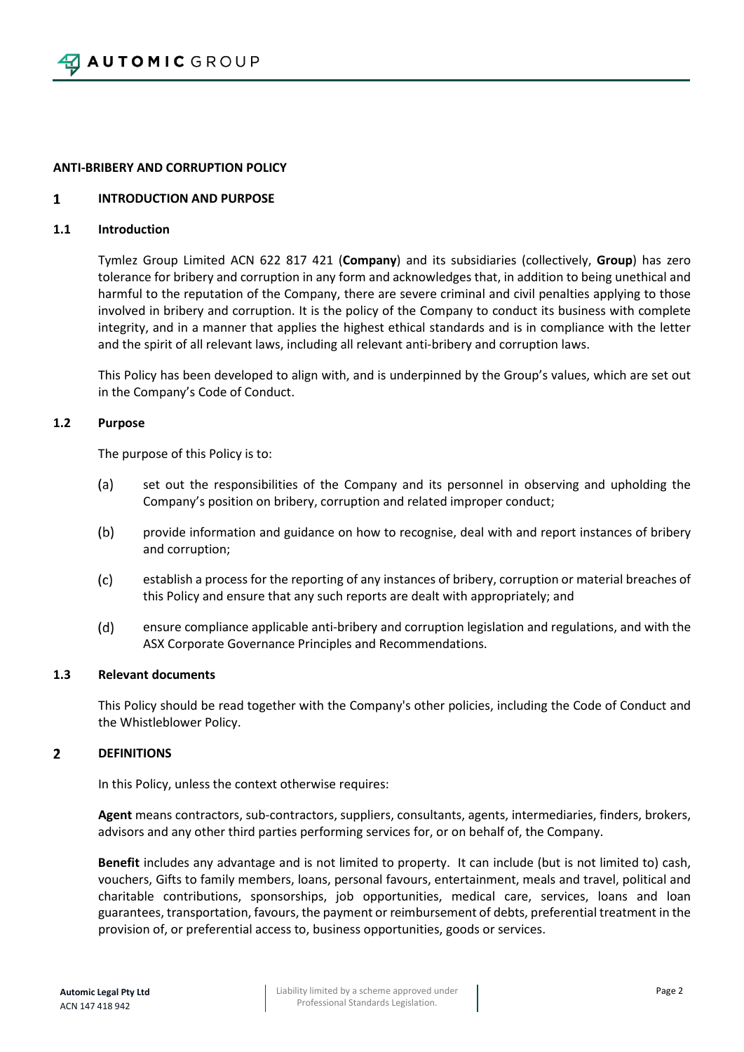**ANTI-BRIBERY AND CORRUPTION POLICY**

## 1 INTRODUCTION AND PURPOSE

### 1.1 Introduction

Tymlez Group Limited ACN 622 817 421 (**Company**) and its subsidiaries (collectively, **Group**) has zero tolerance for bribery and corruption in any form and acknowledges that, in addition to being unethical and harmful to the reputation of the Company, there are severe criminal and civil penalties applying to those involved in bribery and corruption. It is the policy of the Company to conduct its business with complete integrity, and in a manner that applies the highest ethical standards and is in compliance with the letter and the spirit of all relevant laws, including all relevant anti-bribery and corruption laws.

This Policy has been developed to align with, and is underpinned by the Group's values, which are set out in the Company's Code of Conduct.

### 1.2 Purpose

The purpose of this Policy is to:

(a) set out the responsibilities of the Company and its personnel in observing and upholding the Company's position on bribery, corruption and related improper conduct;

(b) provide information and guidance on how to recognise, deal with and report instances of bribery and corruption;

(c) establish a process for the reporting of any instances of bribery, corruption or material breaches of this Policy and ensure that any such reports are dealt with appropriately; and

(d) ensure compliance applicable anti-bribery and corruption legislation and regulations, and with the ASX Corporate Governance Principles and Recommendations.

### 1.3 Relevant documents

This Policy should be read together with the Company's other policies, including the Code of Conduct and the Whistleblower Policy.

## 2 DEFINITIONS

In this Policy, unless the context otherwise requires:

**Agent** means contractors, sub-contractors, suppliers, consultants, agents, intermediaries, finders, brokers, advisors and any other third parties performing services for, or on behalf of, the Company.

**Benefit** includes any advantage and is not limited to property. It can include (but is not limited to) cash, vouchers, Gifts to family members, loans, personal favours, entertainment, meals and travel, political and charitable contributions, sponsorships, job opportunities, medical care, services, loans and loan guarantees, transportation, favours, the payment or reimbursement of debts, preferential treatment in the provision of, or preferential access to, business opportunities, goods or services.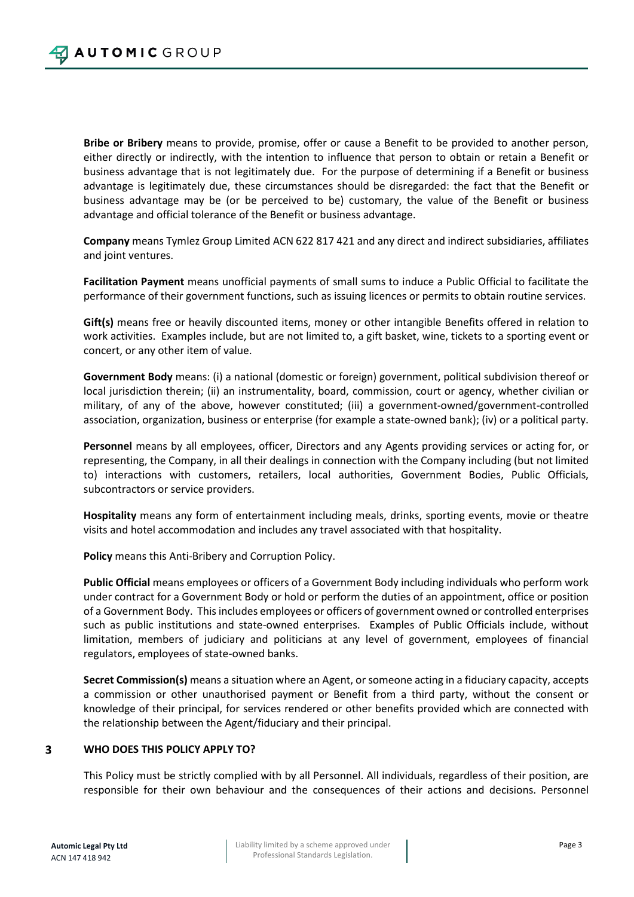**Bribe or Bribery** means to provide, promise, offer or cause a Benefit to be provided to another person, either directly or indirectly, with the intention to influence that person to obtain or retain a Benefit or business advantage that is not legitimately due. For the purpose of determining if a Benefit or business advantage is legitimately due, these circumstances should be disregarded: the fact that the Benefit or business advantage may be (or be perceived to be) customary, the value of the Benefit or business advantage and official tolerance of the Benefit or business advantage.

**Company** means Tymlez Group Limited ACN 622 817 421 and any direct and indirect subsidiaries, affiliates and joint ventures.

**Facilitation Payment** means unofficial payments of small sums to induce a Public Official to facilitate the performance of their government functions, such as issuing licences or permits to obtain routine services.

**Gift(s)** means free or heavily discounted items, money or other intangible Benefits offered in relation to work activities. Examples include, but are not limited to, a gift basket, wine, tickets to a sporting event or concert, or any other item of value.

**Government Body** means: (i) a national (domestic or foreign) government, political subdivision thereof or local jurisdiction therein; (ii) an instrumentality, board, commission, court or agency, whether civilian or military, of any of the above, however constituted; (iii) a government-owned/government-controlled association, organization, business or enterprise (for example a state-owned bank); (iv) or a political party.

**Personnel** means by all employees, officer, Directors and any Agents providing services or acting for, or representing, the Company, in all their dealings in connection with the Company including (but not limited to) interactions with customers, retailers, local authorities, Government Bodies, Public Officials, subcontractors or service providers.

**Hospitality** means any form of entertainment including meals, drinks, sporting events, movie or theatre visits and hotel accommodation and includes any travel associated with that hospitality.

**Policy** means this Anti-Bribery and Corruption Policy.

**Public Official** means employees or officers of a Government Body including individuals who perform work under contract for a Government Body or hold or perform the duties of an appointment, office or position of a Government Body. This includes employees or officers of government owned or controlled enterprises such as public institutions and state-owned enterprises. Examples of Public Officials include, without limitation, members of judiciary and politicians at any level of government, employees of financial regulators, employees of state-owned banks.

**Secret Commission(s)** means a situation where an Agent, or someone acting in a fiduciary capacity, accepts a commission or other unauthorised payment or Benefit from a third party, without the consent or knowledge of their principal, for services rendered or other benefits provided which are connected with the relationship between the Agent/fiduciary and their principal.

## 3 WHO DOES THIS POLICY APPLY TO?

This Policy must be strictly complied with by all Personnel. All individuals, regardless of their position, are responsible for their own behaviour and the consequences of their actions and decisions. Personnel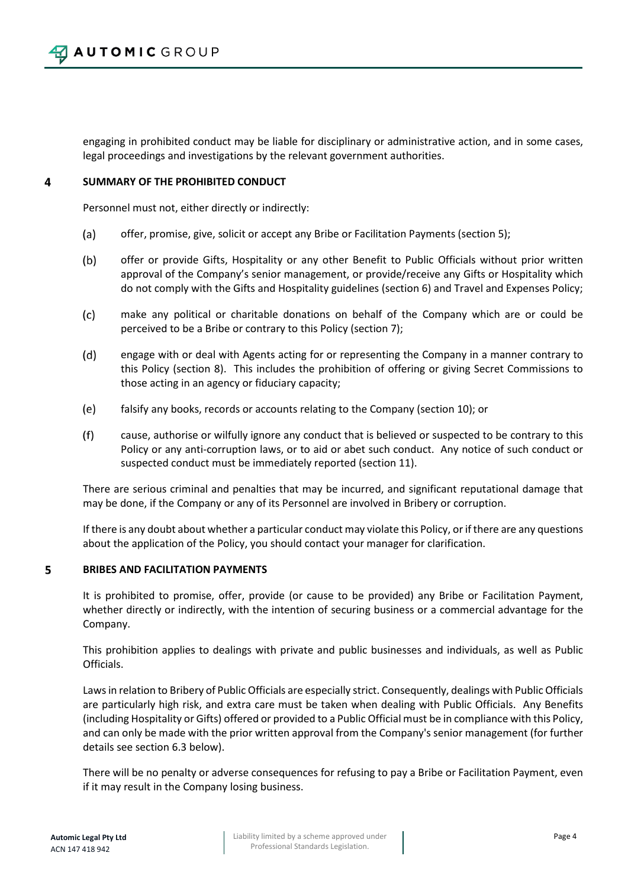engaging in prohibited conduct may be liable for disciplinary or administrative action, and in some cases, legal proceedings and investigations by the relevant government authorities.

## 4 SUMMARY OF THE PROHIBITED CONDUCT

Personnel must not, either directly or indirectly:

(a) offer, promise, give, solicit or accept any Bribe or Facilitation Payments (section 5);

(b) offer or provide Gifts, Hospitality or any other Benefit to Public Officials without prior written approval of the Company's senior management, or provide/receive any Gifts or Hospitality which do not comply with the Gifts and Hospitality guidelines (section 6) and Travel and Expenses Policy;

(c) make any political or charitable donations on behalf of the Company which are or could be perceived to be a Bribe or contrary to this Policy (section 7);

(d) engage with or deal with Agents acting for or representing the Company in a manner contrary to this Policy (section 8). This includes the prohibition of offering or giving Secret Commissions to those acting in an agency or fiduciary capacity;

(e) falsify any books, records or accounts relating to the Company (section 10); or

(f) cause, authorise or wilfully ignore any conduct that is believed or suspected to be contrary to this Policy or any anti-corruption laws, or to aid or abet such conduct. Any notice of such conduct or suspected conduct must be immediately reported (section 11).

There are serious criminal and penalties that may be incurred, and significant reputational damage that may be done, if the Company or any of its Personnel are involved in Bribery or corruption.

If there is any doubt about whether a particular conduct may violate this Policy, or if there are any questions about the application of the Policy, you should contact your manager for clarification.

## 5 BRIBES AND FACILITATION PAYMENTS

It is prohibited to promise, offer, provide (or cause to be provided) any Bribe or Facilitation Payment, whether directly or indirectly, with the intention of securing business or a commercial advantage for the Company.

This prohibition applies to dealings with private and public businesses and individuals, as well as Public Officials.

Laws in relation to Bribery of Public Officials are especially strict. Consequently, dealings with Public Officials are particularly high risk, and extra care must be taken when dealing with Public Officials. Any Benefits (including Hospitality or Gifts) offered or provided to a Public Official must be in compliance with this Policy, and can only be made with the prior written approval from the Company's senior management (for further details see section 6.3 below).

There will be no penalty or adverse consequences for refusing to pay a Bribe or Facilitation Payment, even if it may result in the Company losing business.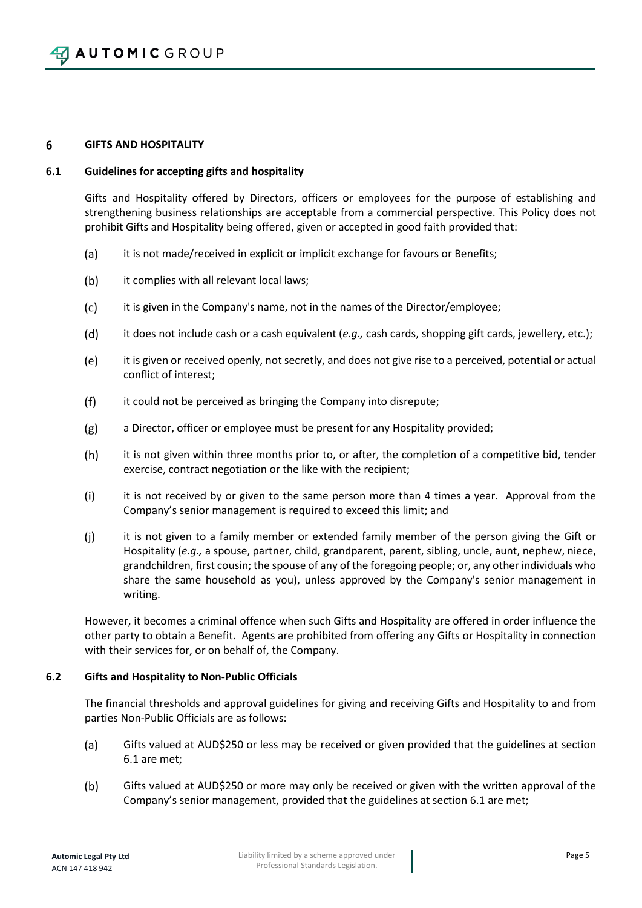## 6 GIFTS AND HOSPITALITY

### 6.1 Guidelines for accepting gifts and hospitality

Gifts and Hospitality offered by Directors, officers or employees for the purpose of establishing and strengthening business relationships are acceptable from a commercial perspective. This Policy does not prohibit Gifts and Hospitality being offered, given or accepted in good faith provided that:

(a) it is not made/received in explicit or implicit exchange for favours or Benefits;

(b) it complies with all relevant local laws;

(c) it is given in the Company's name, not in the names of the Director/employee;

(d) it does not include cash or a cash equivalent (*e.g.,* cash cards, shopping gift cards, jewellery, etc.);

(e) it is given or received openly, not secretly, and does not give rise to a perceived, potential or actual conflict of interest;

(f) it could not be perceived as bringing the Company into disrepute;

(g) a Director, officer or employee must be present for any Hospitality provided;

(h) it is not given within three months prior to, or after, the completion of a competitive bid, tender exercise, contract negotiation or the like with the recipient;

(i) it is not received by or given to the same person more than 4 times a year. Approval from the Company's senior management is required to exceed this limit; and

(j) it is not given to a family member or extended family member of the person giving the Gift or Hospitality (*e.g.,* a spouse, partner, child, grandparent, parent, sibling, uncle, aunt, nephew, niece, grandchildren, first cousin; the spouse of any of the foregoing people; or, any other individuals who share the same household as you), unless approved by the Company's senior management in writing.

However, it becomes a criminal offence when such Gifts and Hospitality are offered in order influence the other party to obtain a Benefit. Agents are prohibited from offering any Gifts or Hospitality in connection with their services for, or on behalf of, the Company.

### 6.2 Gifts and Hospitality to Non-Public Officials

The financial thresholds and approval guidelines for giving and receiving Gifts and Hospitality to and from parties Non-Public Officials are as follows:

(a) Gifts valued at AUD$250 or less may be received or given provided that the guidelines at section 6.1 are met;

(b) Gifts valued at AUD$250 or more may only be received or given with the written approval of the Company's senior management, provided that the guidelines at section 6.1 are met;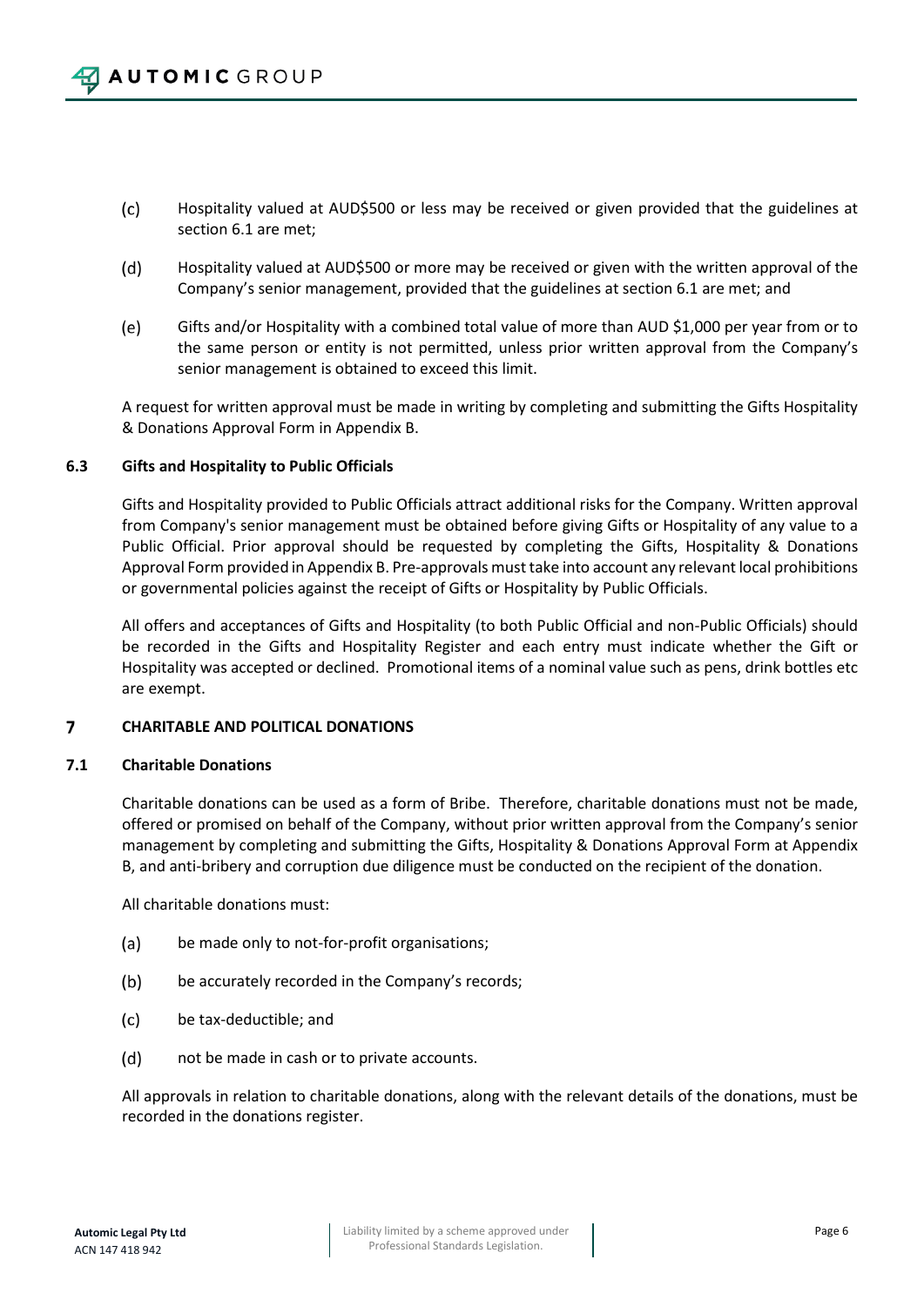(c) Hospitality valued at AUD$500 or less may be received or given provided that the guidelines at section 6.1 are met;

(d) Hospitality valued at AUD$500 or more may be received or given with the written approval of the Company's senior management, provided that the guidelines at section 6.1 are met; and

(e) Gifts and/or Hospitality with a combined total value of more than AUD $1,000 per year from or to the same person or entity is not permitted, unless prior written approval from the Company's senior management is obtained to exceed this limit.

A request for written approval must be made in writing by completing and submitting the Gifts Hospitality & Donations Approval Form in Appendix B.

### 6.3 Gifts and Hospitality to Public Officials

Gifts and Hospitality provided to Public Officials attract additional risks for the Company. Written approval from Company's senior management must be obtained before giving Gifts or Hospitality of any value to a Public Official. Prior approval should be requested by completing the Gifts, Hospitality & Donations Approval Form provided in Appendix B. Pre-approvals must take into account any relevant local prohibitions or governmental policies against the receipt of Gifts or Hospitality by Public Officials.

All offers and acceptances of Gifts and Hospitality (to both Public Official and non-Public Officials) should be recorded in the Gifts and Hospitality Register and each entry must indicate whether the Gift or Hospitality was accepted or declined. Promotional items of a nominal value such as pens, drink bottles etc are exempt.

## 7 CHARITABLE AND POLITICAL DONATIONS

### 7.1 Charitable Donations

Charitable donations can be used as a form of Bribe. Therefore, charitable donations must not be made, offered or promised on behalf of the Company, without prior written approval from the Company's senior management by completing and submitting the Gifts, Hospitality & Donations Approval Form at Appendix B, and anti-bribery and corruption due diligence must be conducted on the recipient of the donation.

All charitable donations must:

(a) be made only to not-for-profit organisations;

(b) be accurately recorded in the Company's records;

(c) be tax-deductible; and

(d) not be made in cash or to private accounts.

All approvals in relation to charitable donations, along with the relevant details of the donations, must be recorded in the donations register.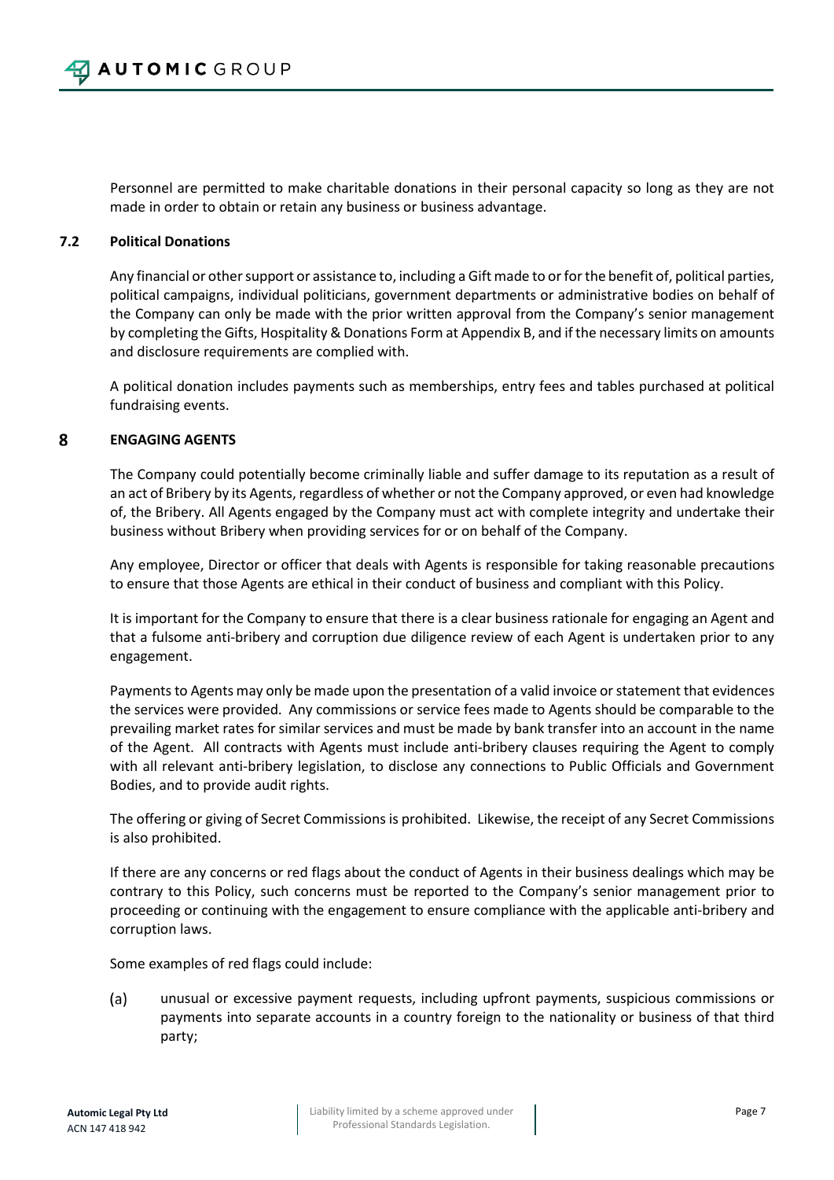Personnel are permitted to make charitable donations in their personal capacity so long as they are not made in order to obtain or retain any business or business advantage.

### 7.2 Political Donations

Any financial or other support or assistance to, including a Gift made to or for the benefit of, political parties, political campaigns, individual politicians, government departments or administrative bodies on behalf of the Company can only be made with the prior written approval from the Company's senior management by completing the Gifts, Hospitality & Donations Form at Appendix B, and if the necessary limits on amounts and disclosure requirements are complied with.

A political donation includes payments such as memberships, entry fees and tables purchased at political fundraising events.

## 8 ENGAGING AGENTS

The Company could potentially become criminally liable and suffer damage to its reputation as a result of an act of Bribery by its Agents, regardless of whether or not the Company approved, or even had knowledge of, the Bribery. All Agents engaged by the Company must act with complete integrity and undertake their business without Bribery when providing services for or on behalf of the Company.

Any employee, Director or officer that deals with Agents is responsible for taking reasonable precautions to ensure that those Agents are ethical in their conduct of business and compliant with this Policy.

It is important for the Company to ensure that there is a clear business rationale for engaging an Agent and that a fulsome anti-bribery and corruption due diligence review of each Agent is undertaken prior to any engagement.

Payments to Agents may only be made upon the presentation of a valid invoice or statement that evidences the services were provided. Any commissions or service fees made to Agents should be comparable to the prevailing market rates for similar services and must be made by bank transfer into an account in the name of the Agent. All contracts with Agents must include anti-bribery clauses requiring the Agent to comply with all relevant anti-bribery legislation, to disclose any connections to Public Officials and Government Bodies, and to provide audit rights.

The offering or giving of Secret Commissions is prohibited. Likewise, the receipt of any Secret Commissions is also prohibited.

If there are any concerns or red flags about the conduct of Agents in their business dealings which may be contrary to this Policy, such concerns must be reported to the Company's senior management prior to proceeding or continuing with the engagement to ensure compliance with the applicable anti-bribery and corruption laws.

Some examples of red flags could include:

(a) unusual or excessive payment requests, including upfront payments, suspicious commissions or payments into separate accounts in a country foreign to the nationality or business of that third party;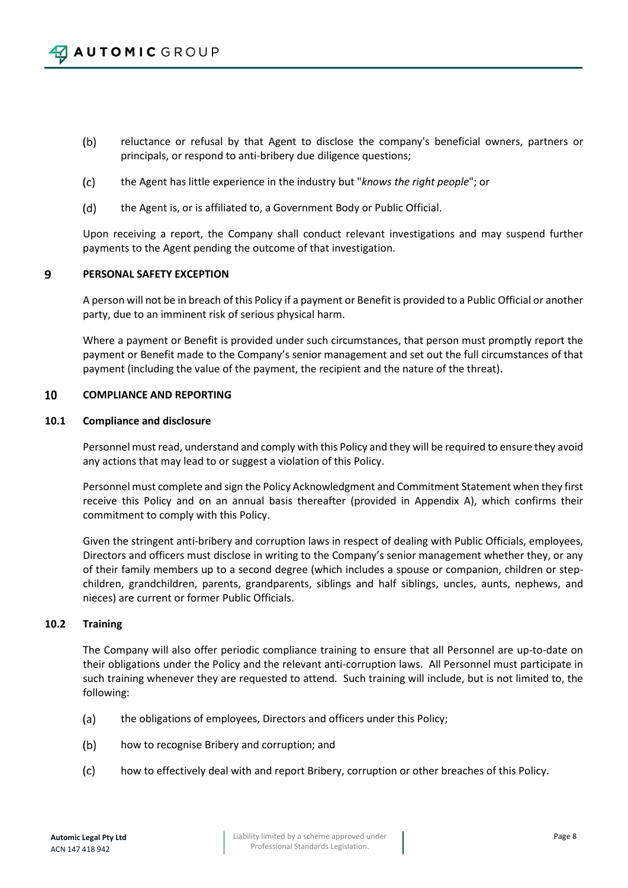(b) reluctance or refusal by that Agent to disclose the company's beneficial owners, partners or principals, or respond to anti-bribery due diligence questions;

(c) the Agent has little experience in the industry but "*knows the right people*"; or

(d) the Agent is, or is affiliated to, a Government Body or Public Official.

Upon receiving a report, the Company shall conduct relevant investigations and may suspend further payments to the Agent pending the outcome of that investigation.

## 9 PERSONAL SAFETY EXCEPTION

A person will not be in breach of this Policy if a payment or Benefit is provided to a Public Official or another party, due to an imminent risk of serious physical harm.

Where a payment or Benefit is provided under such circumstances, that person must promptly report the payment or Benefit made to the Company's senior management and set out the full circumstances of that payment (including the value of the payment, the recipient and the nature of the threat).

## 10 COMPLIANCE AND REPORTING

### 10.1 Compliance and disclosure

Personnel must read, understand and comply with this Policy and they will be required to ensure they avoid any actions that may lead to or suggest a violation of this Policy.

Personnel must complete and sign the Policy Acknowledgment and Commitment Statement when they first receive this Policy and on an annual basis thereafter (provided in Appendix A), which confirms their commitment to comply with this Policy.

Given the stringent anti-bribery and corruption laws in respect of dealing with Public Officials, employees, Directors and officers must disclose in writing to the Company's senior management whether they, or any of their family members up to a second degree (which includes a spouse or companion, children or step-children, grandchildren, parents, grandparents, siblings and half siblings, uncles, aunts, nephews, and nieces) are current or former Public Officials.

### 10.2 Training

The Company will also offer periodic compliance training to ensure that all Personnel are up-to-date on their obligations under the Policy and the relevant anti-corruption laws. All Personnel must participate in such training whenever they are requested to attend. Such training will include, but is not limited to, the following:

(a) the obligations of employees, Directors and officers under this Policy;

(b) how to recognise Bribery and corruption; and

(c) how to effectively deal with and report Bribery, corruption or other breaches of this Policy.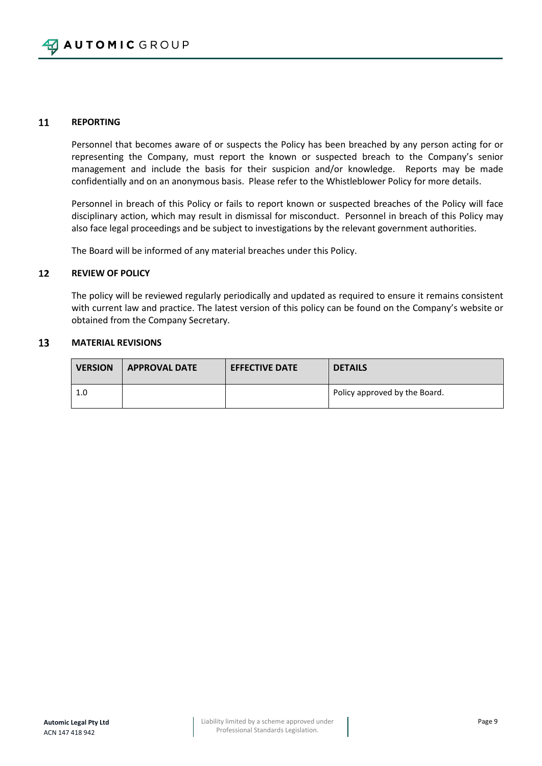## 11 REPORTING

Personnel that becomes aware of or suspects the Policy has been breached by any person acting for or representing the Company, must report the known or suspected breach to the Company's senior management and include the basis for their suspicion and/or knowledge. Reports may be made confidentially and on an anonymous basis. Please refer to the Whistleblower Policy for more details.

Personnel in breach of this Policy or fails to report known or suspected breaches of the Policy will face disciplinary action, which may result in dismissal for misconduct. Personnel in breach of this Policy may also face legal proceedings and be subject to investigations by the relevant government authorities.

The Board will be informed of any material breaches under this Policy.

## 12 REVIEW OF POLICY

The policy will be reviewed regularly periodically and updated as required to ensure it remains consistent with current law and practice. The latest version of this policy can be found on the Company's website or obtained from the Company Secretary.

## 13 MATERIAL REVISIONS

| VERSION | APPROVAL DATE | EFFECTIVE DATE | DETAILS |
|---|---|---|---|
| 1.0 | | | Policy approved by the Board. |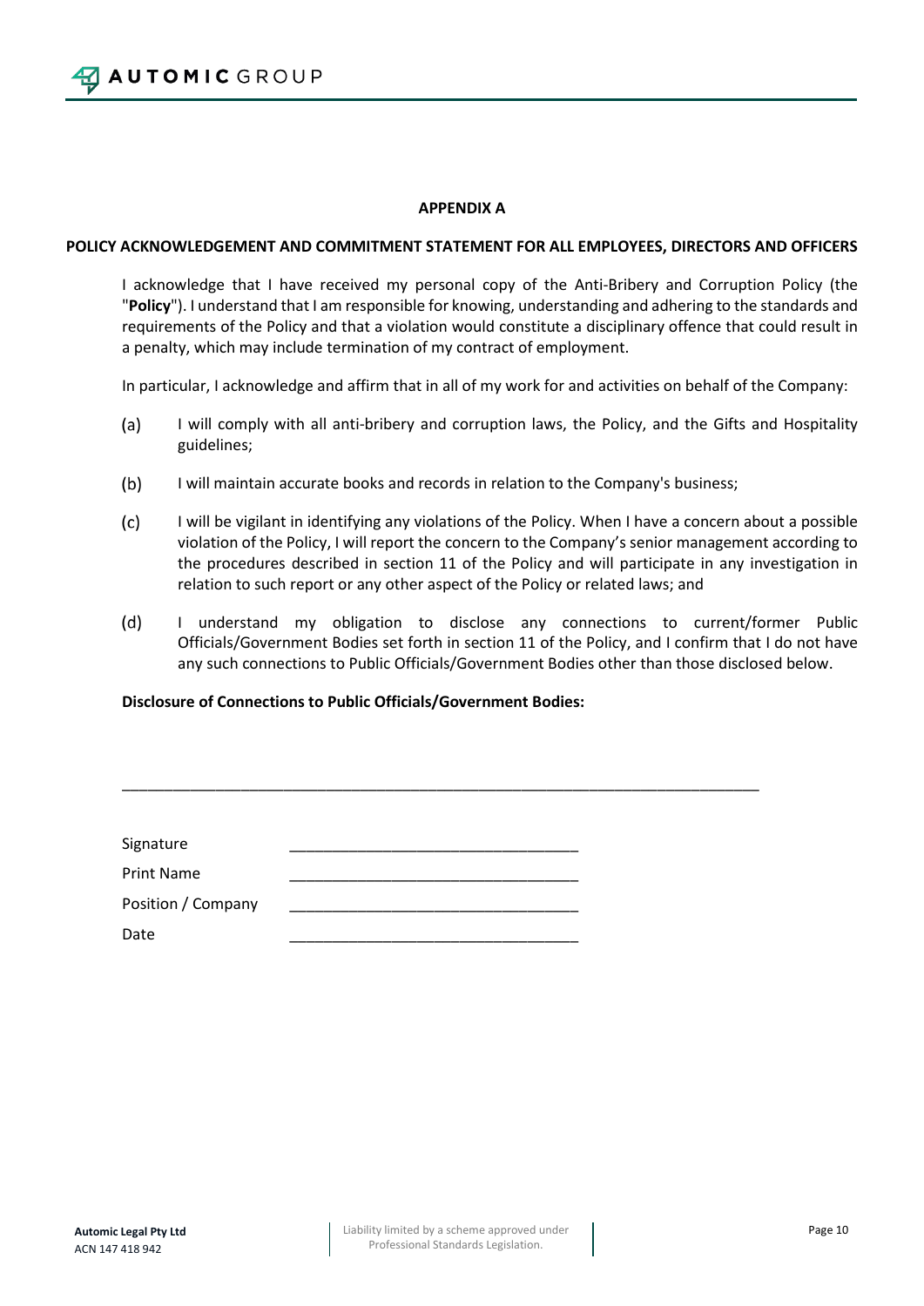## APPENDIX A

### POLICY ACKNOWLEDGEMENT AND COMMITMENT STATEMENT FOR ALL EMPLOYEES, DIRECTORS AND OFFICERS

I acknowledge that I have received my personal copy of the Anti-Bribery and Corruption Policy (the "**Policy**"). I understand that I am responsible for knowing, understanding and adhering to the standards and requirements of the Policy and that a violation would constitute a disciplinary offence that could result in a penalty, which may include termination of my contract of employment.

In particular, I acknowledge and affirm that in all of my work for and activities on behalf of the Company:

(a) I will comply with all anti-bribery and corruption laws, the Policy, and the Gifts and Hospitality guidelines;

(b) I will maintain accurate books and records in relation to the Company's business;

(c) I will be vigilant in identifying any violations of the Policy. When I have a concern about a possible violation of the Policy, I will report the concern to the Company's senior management according to the procedures described in section 11 of the Policy and will participate in any investigation in relation to such report or any other aspect of the Policy or related laws; and

(d) I understand my obligation to disclose any connections to current/former Public Officials/Government Bodies set forth in section 11 of the Policy, and I confirm that I do not have any such connections to Public Officials/Government Bodies other than those disclosed below.

**Disclosure of Connections to Public Officials/Government Bodies:**

_____________________________________________________________________________

Signature ___________________________________

Print Name ___________________________________

Position / Company ___________________________________

Date ___________________________________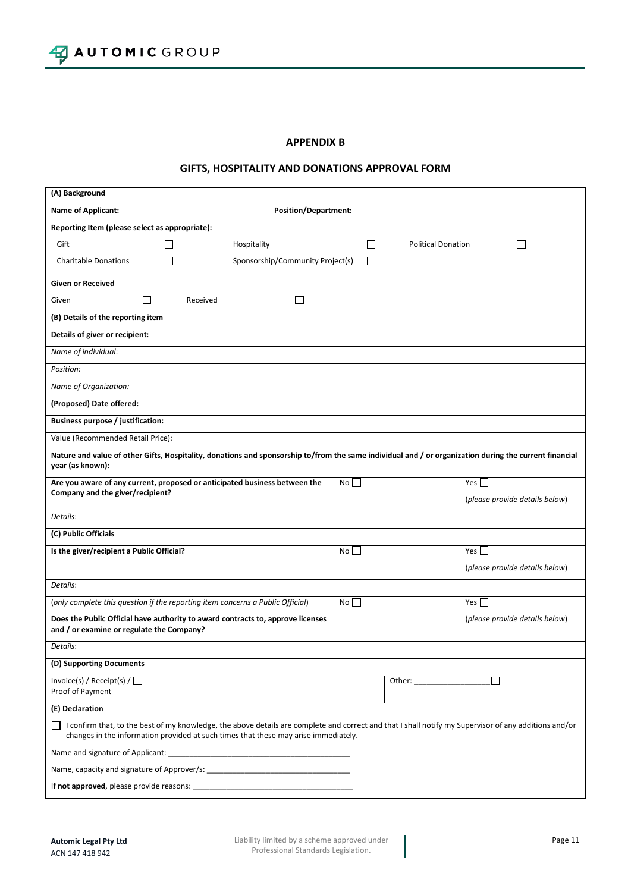## APPENDIX B

## GIFTS, HOSPITALITY AND DONATIONS APPROVAL FORM

| **(A) Background** | | | | | |
|---|---|---|---|---|---|
| **Name of Applicant:** | | **Position/Department:** | | | |
| **Reporting Item (please select as appropriate):** | | | | | |
| Gift | ☐ | Hospitality | ☐ | Political Donation | ☐ |
| Charitable Donations | ☐ | Sponsorship/Community Project(s) | ☐ | | |
| **Given or Received** | | | | | |
| Given | ☐ | Received | ☐ | | |
| **(B) Details of the reporting item** | | | | | |
| **Details of giver or recipient:** | | | | | |
| *Name of individual*: | | | | | |
| *Position:* | | | | | |
| *Name of Organization:* | | | | | |
| **(Proposed) Date offered:** | | | | | |
| **Business purpose / justification:** | | | | | |
| Value (Recommended Retail Price): | | | | | |
| **Nature and value of other Gifts, Hospitality, donations and sponsorship to/from the same individual and / or organization during the current financial year (as known):** | | | | | |
| **Are you aware of any current, proposed or anticipated business between the Company and the giver/recipient?** | | No ☐ | | Yes ☐ (*please provide details below*) | |
| *Details*: | | | | | |
| **(C) Public Officials** | | | | | |
| **Is the giver/recipient a Public Official?** | | No ☐ | | Yes ☐ (*please provide details below*) | |
| *Details*: | | | | | |
| (*only complete this question if the reporting item concerns a Public Official*) **Does the Public Official have authority to award contracts to, approve licenses and / or examine or regulate the Company?** | | No ☐ | | Yes ☐ (*please provide details below*) | |
| *Details*: | | | | | |
| **(D) Supporting Documents** | | | | | |
| Invoice(s) / Receipt(s) / Proof of Payment ☐ | | | | Other: __________________ ☐ | |
| **(E) Declaration** | | | | | |
| ☐ I confirm that, to the best of my knowledge, the above details are complete and correct and that I shall notify my Supervisor of any additions and/or changes in the information provided at such times that these may arise immediately. | | | | | |
| Name and signature of Applicant: ____________________________________________ | | | | | |
| Name, capacity and signature of Approver/s: __________________________________ | | | | | |
| If **not approved**, please provide reasons: _______________________________________ | | | | | |

**Automic Legal Pty Ltd**
ACN 147 418 942

Liability limited by a scheme approved under Professional Standards Legislation.